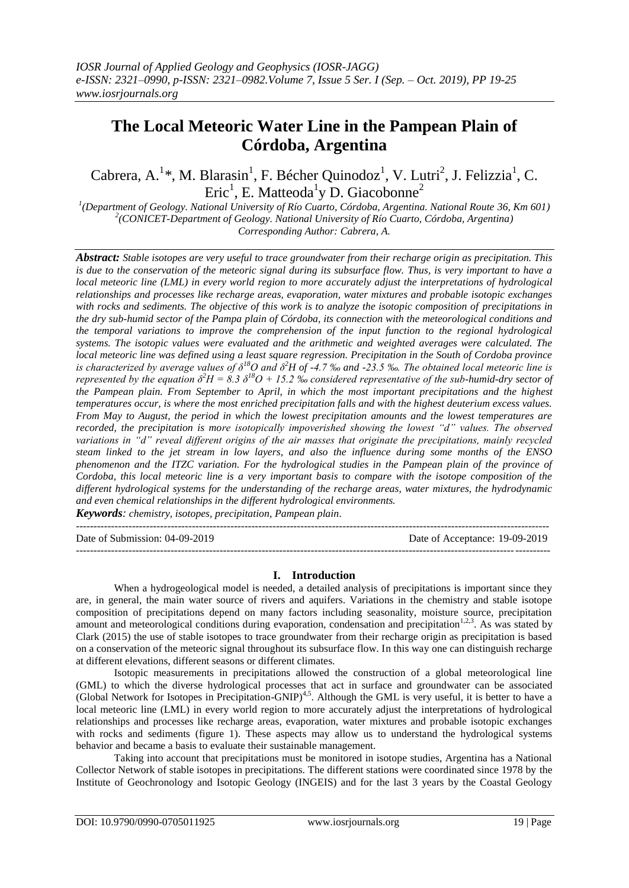# The Local Meteoric Water Line in the Pampean Plain of Córdoba, Argentina

Cabrera, A.[1]*, M. Blarasin[1], F. Bécher Quinodoz[1], V. Lutri[2], J. Felizzia[1], C. Eric[1], E. Matteoda[1] y D. Giacobonne[2]

[1](Department of Geology. National University of Río Cuarto, Córdoba, Argentina. National Route 36, Km 601)
[2](CONICET-Department of Geology. National University of Río Cuarto, Córdoba, Argentina)
Corresponding Author: Cabrera, A.

***Abstract:*** *Stable isotopes are very useful to trace groundwater from their recharge origin as precipitation. This is due to the conservation of the meteoric signal during its subsurface flow. Thus, is very important to have a local meteoric line (LML) in every world region to more accurately adjust the interpretations of hydrological relationships and processes like recharge areas, evaporation, water mixtures and probable isotopic exchanges with rocks and sediments. The objective of this work is to analyze the isotopic composition of precipitations in the dry sub-humid sector of the Pampa plain of Córdoba, its connection with the meteorological conditions and the temporal variations to improve the comprehension of the input function to the regional hydrological systems. The isotopic values were evaluated and the arithmetic and weighted averages were calculated. The local meteoric line was defined using a least square regression. Precipitation in the South of Cordoba province is characterized by average values of $\delta^{18}O$ and $\delta^{2}H$ of -4.7 ‰ and -23.5 ‰. The obtained local meteoric line is represented by the equation $\delta^{2}H = 8.3\ \delta^{18}O + 15.2$ ‰ considered representative of the sub-humid-dry sector of the Pampean plain. From September to April, in which the most important precipitations and the highest temperatures occur, is where the most enriched precipitation falls and with the highest deuterium excess values. From May to August, the period in which the lowest precipitation amounts and the lowest temperatures are recorded, the precipitation is more isotopically impoverished showing the lowest "d" values. The observed variations in "d" reveal different origins of the air masses that originate the precipitations, mainly recycled steam linked to the jet stream in low layers, and also the influence during some months of the ENSO phenomenon and the ITZC variation. For the hydrological studies in the Pampean plain of the province of Cordoba, this local meteoric line is a very important basis to compare with the isotope composition of the different hydrological systems for the understanding of the recharge areas, water mixtures, the hydrodynamic and even chemical relationships in the different hydrological environments.*

***Keywords****: chemistry, isotopes, precipitation, Pampean plain*.

---

Date of Submission: 04-09-2019 | Date of Acceptance: 19-09-2019

---

## I. Introduction

When a hydrogeological model is needed, a detailed analysis of precipitations is important since they are, in general, the main water source of rivers and aquifers. Variations in the chemistry and stable isotope composition of precipitations depend on many factors including seasonality, moisture source, precipitation amount and meteorological conditions during evaporation, condensation and precipitation[1,2,3]. As was stated by Clark (2015) the use of stable isotopes to trace groundwater from their recharge origin as precipitation is based on a conservation of the meteoric signal throughout its subsurface flow. In this way one can distinguish recharge at different elevations, different seasons or different climates.

Isotopic measurements in precipitations allowed the construction of a global meteorological line (GML) to which the diverse hydrological processes that act in surface and groundwater can be associated (Global Network for Isotopes in Precipitation-GNIP)[4,5]. Although the GML is very useful, it is better to have a local meteoric line (LML) in every world region to more accurately adjust the interpretations of hydrological relationships and processes like recharge areas, evaporation, water mixtures and probable isotopic exchanges with rocks and sediments (figure 1). These aspects may allow us to understand the hydrological systems behavior and became a basis to evaluate their sustainable management.

Taking into account that precipitations must be monitored in isotope studies, Argentina has a National Collector Network of stable isotopes in precipitations. The different stations were coordinated since 1978 by the Institute of Geochronology and Isotopic Geology (INGEIS) and for the last 3 years by the Coastal Geology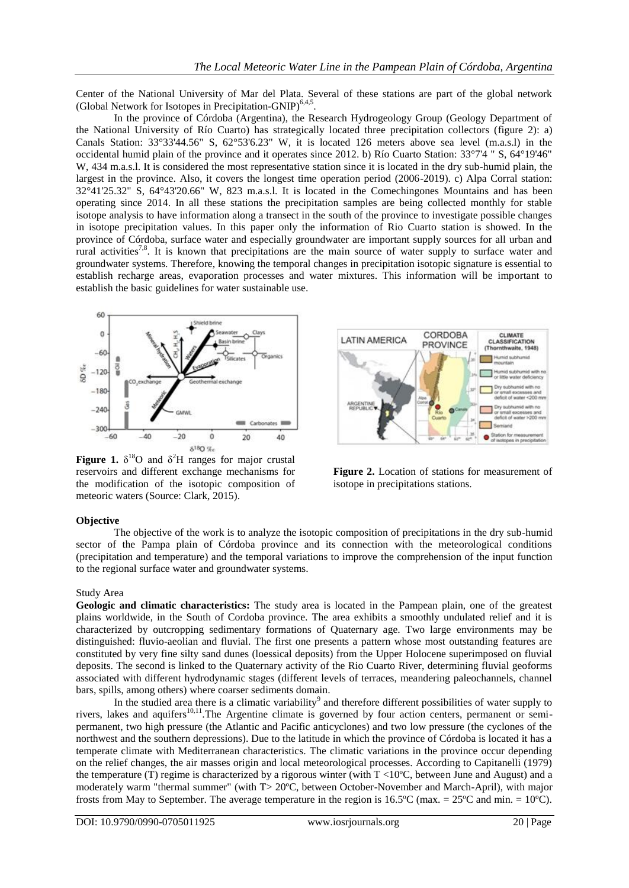Center of the National University of Mar del Plata. Several of these stations are part of the global network (Global Network for Isotopes in Precipitation-GNIP)[6,4,5].

In the province of Córdoba (Argentina), the Research Hydrogeology Group (Geology Department of the National University of Río Cuarto) has strategically located three precipitation collectors (figure 2): a) Canals Station: 33°33'44.56" S, 62°53'6.23" W, it is located 126 meters above sea level (m.a.s.l) in the occidental humid plain of the province and it operates since 2012. b) Río Cuarto Station: 33°7'4 " S, 64°19'46" W, 434 m.a.s.l. It is considered the most representative station since it is located in the dry sub-humid plain, the largest in the province. Also, it covers the longest time operation period (2006-2019). c) Alpa Corral station: 32°41'25.32" S, 64°43'20.66" W, 823 m.a.s.l. It is located in the Comechingones Mountains and has been operating since 2014. In all these stations the precipitation samples are being collected monthly for stable isotope analysis to have information along a transect in the south of the province to investigate possible changes in isotope precipitation values. In this paper only the information of Rio Cuarto station is showed. In the province of Córdoba, surface water and especially groundwater are important supply sources for all urban and rural activities[7,8]. It is known that precipitations are the main source of water supply to surface water and groundwater systems. Therefore, knowing the temporal changes in precipitation isotopic signature is essential to establish recharge areas, evaporation processes and water mixtures. This information will be important to establish the basic guidelines for water sustainable use.

**Figure 1.** $\delta^{18}O$ and $\delta^{2}H$ ranges for major crustal reservoirs and different exchange mechanisms for the modification of the isotopic composition of meteoric waters (Source: Clark, 2015).

**Figure 2.** Location of stations for measurement of isotope in precipitations stations.

**Objective**

The objective of the work is to analyze the isotopic composition of precipitations in the dry sub-humid sector of the Pampa plain of Córdoba province and its connection with the meteorological conditions (precipitation and temperature) and the temporal variations to improve the comprehension of the input function to the regional surface water and groundwater systems.

Study Area

**Geologic and climatic characteristics:** The study area is located in the Pampean plain, one of the greatest plains worldwide, in the South of Cordoba province. The area exhibits a smoothly undulated relief and it is characterized by outcropping sedimentary formations of Quaternary age. Two large environments may be distinguished: fluvio-aeolian and fluvial. The first one presents a pattern whose most outstanding features are constituted by very fine silty sand dunes (loessical deposits) from the Upper Holocene superimposed on fluvial deposits. The second is linked to the Quaternary activity of the Rio Cuarto River, determining fluvial geoforms associated with different hydrodynamic stages (different levels of terraces, meandering paleochannels, channel bars, spills, among others) where coarser sediments domain.

In the studied area there is a climatic variability[9] and therefore different possibilities of water supply to rivers, lakes and aquifers[10,11].The Argentine climate is governed by four action centers, permanent or semi-permanent, two high pressure (the Atlantic and Pacific anticyclones) and two low pressure (the cyclones of the northwest and the southern depressions). Due to the latitude in which the province of Córdoba is located it has a temperate climate with Mediterranean characteristics. The climatic variations in the province occur depending on the relief changes, the air masses origin and local meteorological processes. According to Capitanelli (1979) the temperature (T) regime is characterized by a rigorous winter (with T <10ºC, between June and August) and a moderately warm "thermal summer" (with T> 20ºC, between October-November and March-April), with major frosts from May to September. The average temperature in the region is 16.5ºC (max. = 25ºC and min. = 10ºC).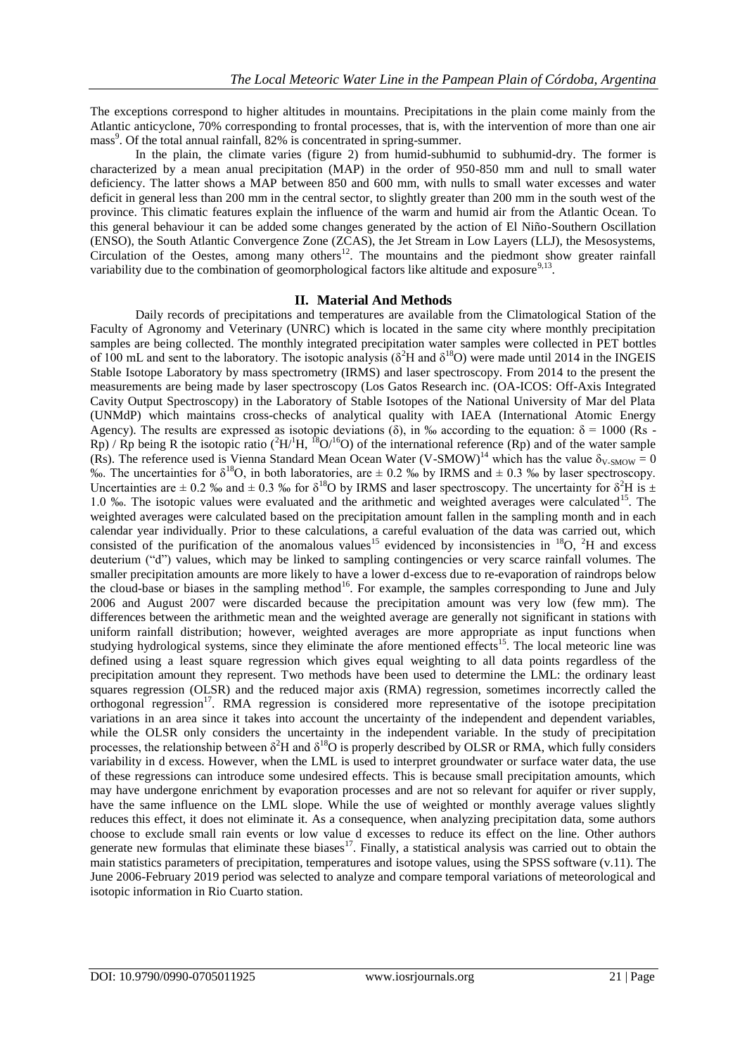The exceptions correspond to higher altitudes in mountains. Precipitations in the plain come mainly from the Atlantic anticyclone, 70% corresponding to frontal processes, that is, with the intervention of more than one air mass[9]. Of the total annual rainfall, 82% is concentrated in spring-summer.

In the plain, the climate varies (figure 2) from humid-subhumid to subhumid-dry. The former is characterized by a mean anual precipitation (MAP) in the order of 950-850 mm and null to small water deficiency. The latter shows a MAP between 850 and 600 mm, with nulls to small water excesses and water deficit in general less than 200 mm in the central sector, to slightly greater than 200 mm in the south west of the province. This climatic features explain the influence of the warm and humid air from the Atlantic Ocean. To this general behaviour it can be added some changes generated by the action of El Niño-Southern Oscillation (ENSO), the South Atlantic Convergence Zone (ZCAS), the Jet Stream in Low Layers (LLJ), the Mesosystems, Circulation of the Oestes, among many others[12]. The mountains and the piedmont show greater rainfall variability due to the combination of geomorphological factors like altitude and exposure[9,13].

## II. Material And Methods

Daily records of precipitations and temperatures are available from the Climatological Station of the Faculty of Agronomy and Veterinary (UNRC) which is located in the same city where monthly precipitation samples are being collected. The monthly integrated precipitation water samples were collected in PET bottles of 100 mL and sent to the laboratory. The isotopic analysis ($\delta^2H$ and $\delta^{18}O$) were made until 2014 in the INGEIS Stable Isotope Laboratory by mass spectrometry (IRMS) and laser spectroscopy. From 2014 to the present the measurements are being made by laser spectroscopy (Los Gatos Research inc. (OA-ICOS: Off-Axis Integrated Cavity Output Spectroscopy) in the Laboratory of Stable Isotopes of the National University of Mar del Plata (UNMdP) which maintains cross-checks of analytical quality with IAEA (International Atomic Energy Agency). The results are expressed as isotopic deviations ($\delta$), in ‰ according to the equation: $\delta = 1000$ (Rs - Rp) / Rp being R the isotopic ratio ($^2H/^1H$, $^{18}O/^{16}O$) of the international reference (Rp) and of the water sample (Rs). The reference used is Vienna Standard Mean Ocean Water (V-SMOW)[14] which has the value $\delta_{V\text{-}SMOW} = 0$ ‰. The uncertainties for $\delta^{18}O$, in both laboratories, are ± 0.2 ‰ by IRMS and ± 0.3 ‰ by laser spectroscopy. Uncertainties are ± 0.2 ‰ and ± 0.3 ‰ for $\delta^{18}O$ by IRMS and laser spectroscopy. The uncertainty for $\delta^2H$ is ± 1.0 ‰. The isotopic values were evaluated and the arithmetic and weighted averages were calculated[15]. The weighted averages were calculated based on the precipitation amount fallen in the sampling month and in each calendar year individually. Prior to these calculations, a careful evaluation of the data was carried out, which consisted of the purification of the anomalous values[15] evidenced by inconsistencies in $^{18}O$, $^2H$ and excess deuterium ("d") values, which may be linked to sampling contingencies or very scarce rainfall volumes. The smaller precipitation amounts are more likely to have a lower d-excess due to re-evaporation of raindrops below the cloud-base or biases in the sampling method[16]. For example, the samples corresponding to June and July 2006 and August 2007 were discarded because the precipitation amount was very low (few mm). The differences between the arithmetic mean and the weighted average are generally not significant in stations with uniform rainfall distribution; however, weighted averages are more appropriate as input functions when studying hydrological systems, since they eliminate the afore mentioned effects[15]. The local meteoric line was defined using a least square regression which gives equal weighting to all data points regardless of the precipitation amount they represent. Two methods have been used to determine the LML: the ordinary least squares regression (OLSR) and the reduced major axis (RMA) regression, sometimes incorrectly called the orthogonal regression[17]. RMA regression is considered more representative of the isotope precipitation variations in an area since it takes into account the uncertainty of the independent and dependent variables, while the OLSR only considers the uncertainty in the independent variable. In the study of precipitation processes, the relationship between $\delta^2H$ and $\delta^{18}O$ is properly described by OLSR or RMA, which fully considers variability in d excess. However, when the LML is used to interpret groundwater or surface water data, the use of these regressions can introduce some undesired effects. This is because small precipitation amounts, which may have undergone enrichment by evaporation processes and are not so relevant for aquifer or river supply, have the same influence on the LML slope. While the use of weighted or monthly average values slightly reduces this effect, it does not eliminate it. As a consequence, when analyzing precipitation data, some authors choose to exclude small rain events or low value d excesses to reduce its effect on the line. Other authors generate new formulas that eliminate these biases[17]. Finally, a statistical analysis was carried out to obtain the main statistics parameters of precipitation, temperatures and isotope values, using the SPSS software (v.11). The June 2006-February 2019 period was selected to analyze and compare temporal variations of meteorological and isotopic information in Rio Cuarto station.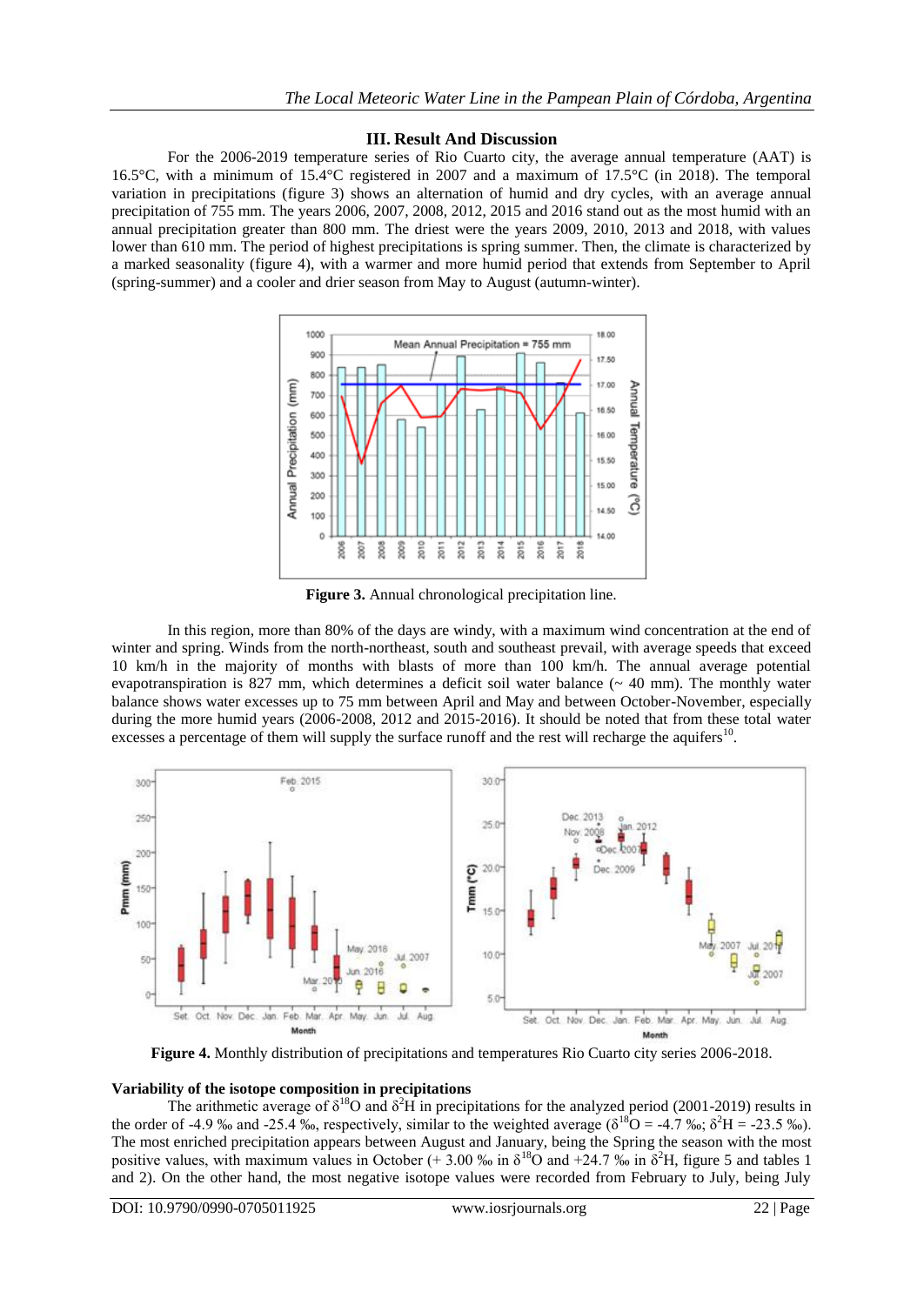## III. Result And Discussion

For the 2006-2019 temperature series of Rio Cuarto city, the average annual temperature (AAT) is 16.5°C, with a minimum of 15.4°C registered in 2007 and a maximum of 17.5°C (in 2018). The temporal variation in precipitations (figure 3) shows an alternation of humid and dry cycles, with an average annual precipitation of 755 mm. The years 2006, 2007, 2008, 2012, 2015 and 2016 stand out as the most humid with an annual precipitation greater than 800 mm. The driest were the years 2009, 2010, 2013 and 2018, with values lower than 610 mm. The period of highest precipitations is spring summer. Then, the climate is characterized by a marked seasonality (figure 4), with a warmer and more humid period that extends from September to April (spring-summer) and a cooler and drier season from May to August (autumn-winter).

**Figure 3.** Annual chronological precipitation line.

In this region, more than 80% of the days are windy, with a maximum wind concentration at the end of winter and spring. Winds from the north-northeast, south and southeast prevail, with average speeds that exceed 10 km/h in the majority of months with blasts of more than 100 km/h. The annual average potential evapotranspiration is 827 mm, which determines a deficit soil water balance (~ 40 mm). The monthly water balance shows water excesses up to 75 mm between April and May and between October-November, especially during the more humid years (2006-2008, 2012 and 2015-2016). It should be noted that from these total water excesses a percentage of them will supply the surface runoff and the rest will recharge the aquifers[10].

**Figure 4.** Monthly distribution of precipitations and temperatures Rio Cuarto city series 2006-2018.

### Variability of the isotope composition in precipitations

The arithmetic average of $\delta^{18}O$ and $\delta^{2}H$ in precipitations for the analyzed period (2001-2019) results in the order of -4.9 ‰ and -25.4 ‰, respectively, similar to the weighted average ($\delta^{18}O$ = -4.7 ‰; $\delta^{2}H$ = -23.5 ‰). The most enriched precipitation appears between August and January, being the Spring the season with the most positive values, with maximum values in October (+ 3.00 ‰ in $\delta^{18}O$ and +24.7 ‰ in $\delta^{2}H$, figure 5 and tables 1 and 2). On the other hand, the most negative isotope values were recorded from February to July, being July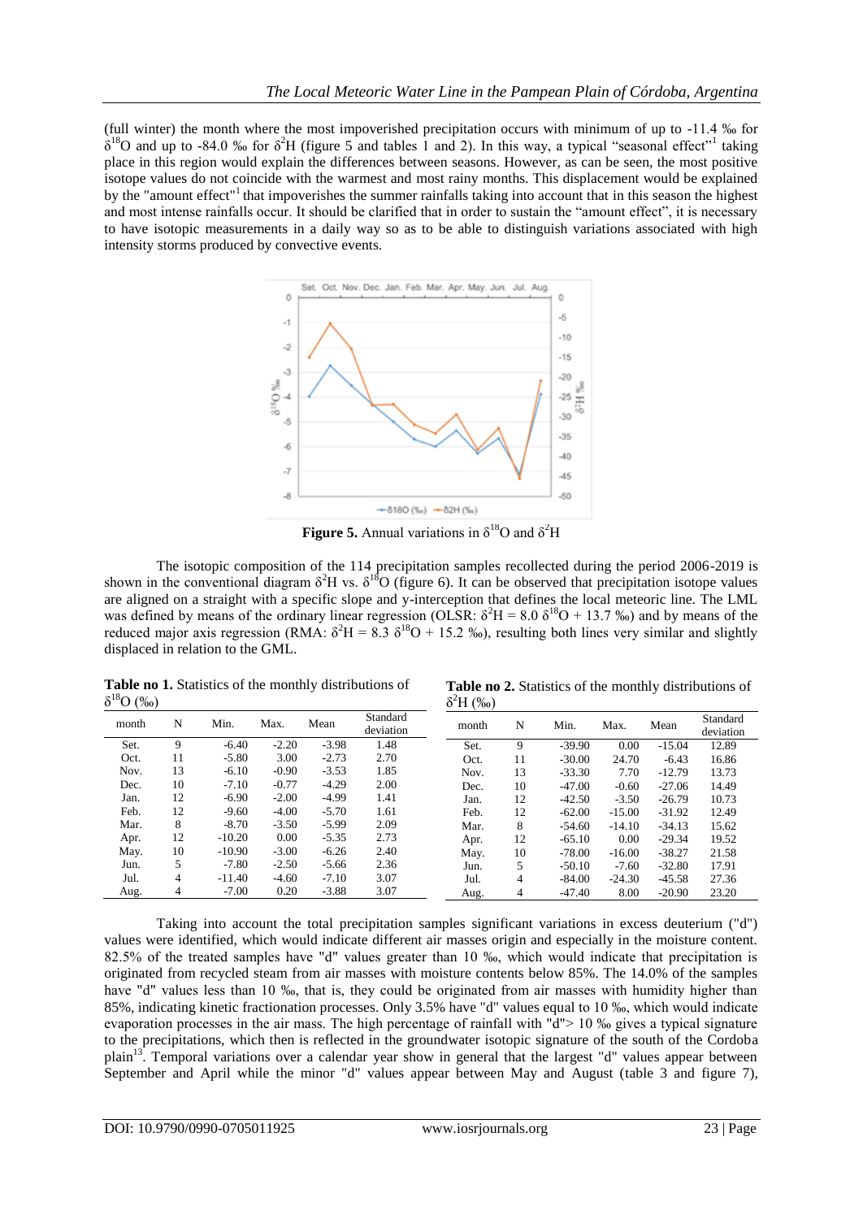(full winter) the month where the most impoverished precipitation occurs with minimum of up to -11.4 ‰ for $\delta^{18}O$ and up to -84.0 ‰ for $\delta^{2}H$ (figure 5 and tables 1 and 2). In this way, a typical "seasonal effect"[1] taking place in this region would explain the differences between seasons. However, as can be seen, the most positive isotope values do not coincide with the warmest and most rainy months. This displacement would be explained by the "amount effect"[1] that impoverishes the summer rainfalls taking into account that in this season the highest and most intense rainfalls occur. It should be clarified that in order to sustain the "amount effect", it is necessary to have isotopic measurements in a daily way so as to be able to distinguish variations associated with high intensity storms produced by convective events.

**Figure 5.** Annual variations in $\delta^{18}O$ and $\delta^{2}H$

The isotopic composition of the 114 precipitation samples recollected during the period 2006-2019 is shown in the conventional diagram $\delta^{2}H$ vs. $\delta^{18}O$ (figure 6). It can be observed that precipitation isotope values are aligned on a straight with a specific slope and y-interception that defines the local meteoric line. The LML was defined by means of the ordinary linear regression (OLSR: $\delta^{2}H = 8.0\ \delta^{18}O + 13.7$ ‰) and by means of the reduced major axis regression (RMA: $\delta^{2}H = 8.3\ \delta^{18}O + 15.2$ ‰), resulting both lines very similar and slightly displaced in relation to the GML.

**Table no 1.** Statistics of the monthly distributions of $\delta^{18}O$ (‰)

| month | N | Min. | Max. | Mean | Standard deviation |
|---|---|---|---|---|---|
| Set. | 9 | -6.40 | -2.20 | -3.98 | 1.48 |
| Oct. | 11 | -5.80 | 3.00 | -2.73 | 2.70 |
| Nov. | 13 | -6.10 | -0.90 | -3.53 | 1.85 |
| Dec. | 10 | -7.10 | -0.77 | -4.29 | 2.00 |
| Jan. | 12 | -6.90 | -2.00 | -4.99 | 1.41 |
| Feb. | 12 | -9.60 | -4.00 | -5.70 | 1.61 |
| Mar. | 8 | -8.70 | -3.50 | -5.99 | 2.09 |
| Apr. | 12 | -10.20 | 0.00 | -5.35 | 2.73 |
| May. | 10 | -10.90 | -3.00 | -6.26 | 2.40 |
| Jun. | 5 | -7.80 | -2.50 | -5.66 | 2.36 |
| Jul. | 4 | -11.40 | -4.60 | -7.10 | 3.07 |
| Aug. | 4 | -7.00 | 0.20 | -3.88 | 3.07 |

**Table no 2.** Statistics of the monthly distributions of $\delta^{2}H$ (‰)

| month | N | Min. | Max. | Mean | Standard deviation |
|---|---|---|---|---|---|
| Set. | 9 | -39.90 | 0.00 | -15.04 | 12.89 |
| Oct. | 11 | -30.00 | 24.70 | -6.43 | 16.86 |
| Nov. | 13 | -33.30 | 7.70 | -12.79 | 13.73 |
| Dec. | 10 | -47.00 | -0.60 | -27.06 | 14.49 |
| Jan. | 12 | -42.50 | -3.50 | -26.79 | 10.73 |
| Feb. | 12 | -62.00 | -15.00 | -31.92 | 12.49 |
| Mar. | 8 | -54.60 | -14.10 | -34.13 | 15.62 |
| Apr. | 12 | -65.10 | 0.00 | -29.34 | 19.52 |
| May. | 10 | -78.00 | -16.00 | -38.27 | 21.58 |
| Jun. | 5 | -50.10 | -7.60 | -32.80 | 17.91 |
| Jul. | 4 | -84.00 | -24.30 | -45.58 | 27.36 |
| Aug. | 4 | -47.40 | 8.00 | -20.90 | 23.20 |

Taking into account the total precipitation samples significant variations in excess deuterium ("d") values were identified, which would indicate different air masses origin and especially in the moisture content. 82.5% of the treated samples have "d" values greater than 10 ‰, which would indicate that precipitation is originated from recycled steam from air masses with moisture contents below 85%. The 14.0% of the samples have "d" values less than 10 ‰, that is, they could be originated from air masses with humidity higher than 85%, indicating kinetic fractionation processes. Only 3.5% have "d" values equal to 10 ‰, which would indicate evaporation processes in the air mass. The high percentage of rainfall with "d"> 10 ‰ gives a typical signature to the precipitations, which then is reflected in the groundwater isotopic signature of the south of the Cordoba plain[13]. Temporal variations over a calendar year show in general that the largest "d" values appear between September and April while the minor "d" values appear between May and August (table 3 and figure 7),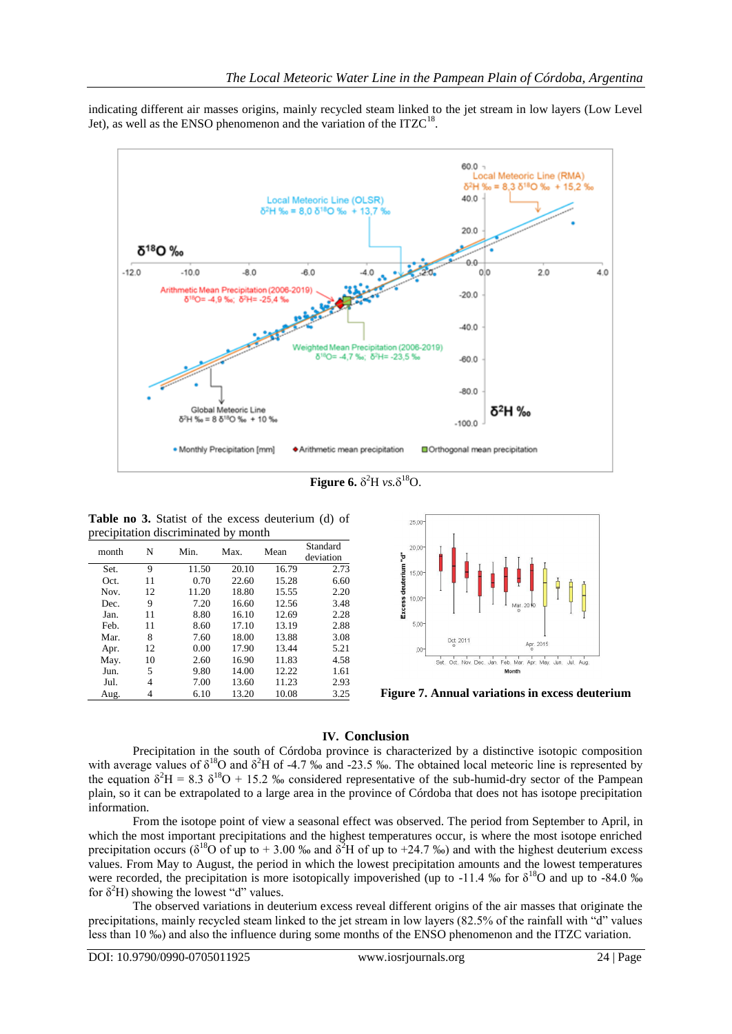indicating different air masses origins, mainly recycled steam linked to the jet stream in low layers (Low Level Jet), as well as the ENSO phenomenon and the variation of the ITZC[18].

**Figure 6.** $\delta^2$H *vs.*$\delta^{18}$O.

**Table no 3.** Statist of the excess deuterium (d) of precipitation discriminated by month

| month | N | Min. | Max. | Mean | Standard deviation |
|---|---|---|---|---|---|
| Set. | 9 | 11.50 | 20.10 | 16.79 | 2.73 |
| Oct. | 11 | 0.70 | 22.60 | 15.28 | 6.60 |
| Nov. | 12 | 11.20 | 18.80 | 15.55 | 2.20 |
| Dec. | 9 | 7.20 | 16.60 | 12.56 | 3.48 |
| Jan. | 11 | 8.80 | 16.10 | 12.69 | 2.28 |
| Feb. | 11 | 8.60 | 17.10 | 13.19 | 2.88 |
| Mar. | 8 | 7.60 | 18.00 | 13.88 | 3.08 |
| Apr. | 12 | 0.00 | 17.90 | 13.44 | 5.21 |
| May. | 10 | 2.60 | 16.90 | 11.83 | 4.58 |
| Jun. | 5 | 9.80 | 14.00 | 12.22 | 1.61 |
| Jul. | 4 | 7.00 | 13.60 | 11.23 | 2.93 |
| Aug. | 4 | 6.10 | 13.20 | 10.08 | 3.25 |

**Figure 7. Annual variations in excess deuterium**

## IV. Conclusion

Precipitation in the south of Córdoba province is characterized by a distinctive isotopic composition with average values of $\delta^{18}$O and $\delta^2$H of -4.7 ‰ and -23.5 ‰. The obtained local meteoric line is represented by the equation $\delta^2H = 8.3\ \delta^{18}O + 15.2$ ‰ considered representative of the sub-humid-dry sector of the Pampean plain, so it can be extrapolated to a large area in the province of Córdoba that does not has isotope precipitation information.

From the isotope point of view a seasonal effect was observed. The period from September to April, in which the most important precipitations and the highest temperatures occur, is where the most isotope enriched precipitation occurs ($\delta^{18}$O of up to + 3.00 ‰ and $\delta^2$H of up to +24.7 ‰) and with the highest deuterium excess values. From May to August, the period in which the lowest precipitation amounts and the lowest temperatures were recorded, the precipitation is more isotopically impoverished (up to -11.4 ‰ for $\delta^{18}$O and up to -84.0 ‰ for $\delta^2$H) showing the lowest "d" values.

The observed variations in deuterium excess reveal different origins of the air masses that originate the precipitations, mainly recycled steam linked to the jet stream in low layers (82.5% of the rainfall with "d" values less than 10 ‰) and also the influence during some months of the ENSO phenomenon and the ITZC variation.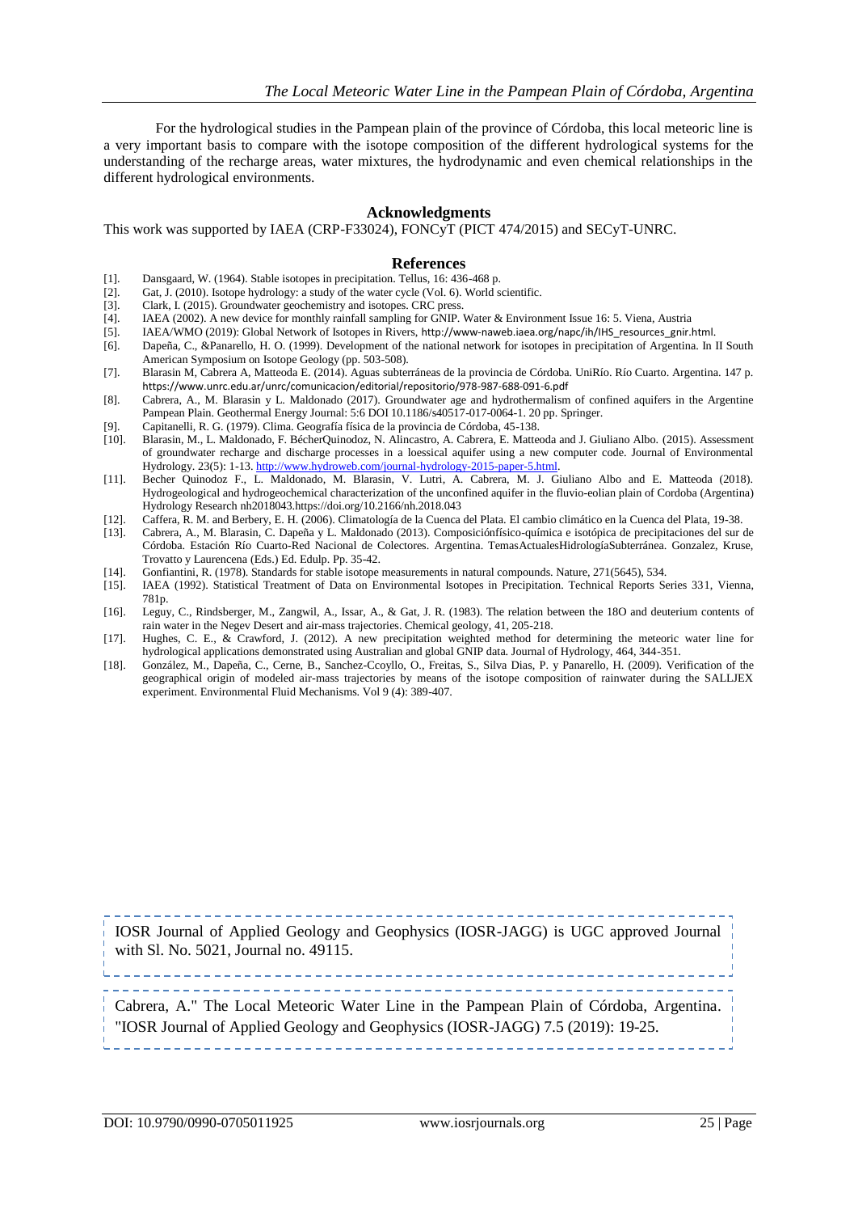For the hydrological studies in the Pampean plain of the province of Córdoba, this local meteoric line is a very important basis to compare with the isotope composition of the different hydrological systems for the understanding of the recharge areas, water mixtures, the hydrodynamic and even chemical relationships in the different hydrological environments.

## Acknowledgments

This work was supported by IAEA (CRP-F33024), FONCyT (PICT 474/2015) and SECyT-UNRC.

## References

[1]. Dansgaard, W. (1964). Stable isotopes in precipitation. Tellus, 16: 436-468 p.

[2]. Gat, J. (2010). Isotope hydrology: a study of the water cycle (Vol. 6). World scientific.

[3]. Clark, I. (2015). Groundwater geochemistry and isotopes. CRC press.

[4]. IAEA (2002). A new device for monthly rainfall sampling for GNIP. Water & Environment Issue 16: 5. Viena, Austria

[5]. IAEA/WMO (2019): Global Network of Isotopes in Rivers, http://www-naweb.iaea.org/napc/ih/IHS_resources_gnir.html.

[6]. Dapeña, C., &Panarello, H. O. (1999). Development of the national network for isotopes in precipitation of Argentina. In II South American Symposium on Isotope Geology (pp. 503-508).

[7]. Blarasin M, Cabrera A, Matteoda E. (2014). Aguas subterráneas de la provincia de Córdoba. UniRío. Río Cuarto. Argentina. 147 p. https://www.unrc.edu.ar/unrc/comunicacion/editorial/repositorio/978-987-688-091-6.pdf

[8]. Cabrera, A., M. Blarasin y L. Maldonado (2017). Groundwater age and hydrothermalism of confined aquifers in the Argentine Pampean Plain. Geothermal Energy Journal: 5:6 DOI 10.1186/s40517-017-0064-1. 20 pp. Springer.

[9]. Capitanelli, R. G. (1979). Clima. Geografía física de la provincia de Córdoba, 45-138.

[10]. Blarasin, M., L. Maldonado, F. BécherQuinodoz, N. Alincastro, A. Cabrera, E. Matteoda and J. Giuliano Albo. (2015). Assessment of groundwater recharge and discharge processes in a loessical aquifer using a new computer code. Journal of Environmental Hydrology. 23(5): 1-13. http://www.hydroweb.com/journal-hydrology-2015-paper-5.html.

[11]. Becher Quinodoz F., L. Maldonado, M. Blarasin, V. Lutri, A. Cabrera, M. J. Giuliano Albo and E. Matteoda (2018). Hydrogeological and hydrogeochemical characterization of the unconfined aquifer in the fluvio-eolian plain of Cordoba (Argentina) Hydrology Research nh2018043.https://doi.org/10.2166/nh.2018.043

[12]. Caffera, R. M. and Berbery, E. H. (2006). Climatología de la Cuenca del Plata. El cambio climático en la Cuenca del Plata, 19-38.

[13]. Cabrera, A., M. Blarasin, C. Dapeña y L. Maldonado (2013). Composiciónfísico-química e isotópica de precipitaciones del sur de Córdoba. Estación Río Cuarto-Red Nacional de Colectores. Argentina. TemasActualesHidrologíaSubterránea. Gonzalez, Kruse, Trovatto y Laurencena (Eds.) Ed. Edulp. Pp. 35-42.

[14]. Gonfiantini, R. (1978). Standards for stable isotope measurements in natural compounds. Nature, 271(5645), 534.

[15]. IAEA (1992). Statistical Treatment of Data on Environmental Isotopes in Precipitation. Technical Reports Series 331, Vienna, 781p.

[16]. Leguy, C., Rindsberger, M., Zangwil, A., Issar, A., & Gat, J. R. (1983). The relation between the 18O and deuterium contents of rain water in the Negev Desert and air-mass trajectories. Chemical geology, 41, 205-218.

[17]. Hughes, C. E., & Crawford, J. (2012). A new precipitation weighted method for determining the meteoric water line for hydrological applications demonstrated using Australian and global GNIP data. Journal of Hydrology, 464, 344-351.

[18]. González, M., Dapeña, C., Cerne, B., Sanchez-Ccoyllo, O., Freitas, S., Silva Dias, P. y Panarello, H. (2009). Verification of the geographical origin of modeled air-mass trajectories by means of the isotope composition of rainwater during the SALLJEX experiment. Environmental Fluid Mechanisms. Vol 9 (4): 389-407.

IOSR Journal of Applied Geology and Geophysics (IOSR-JAGG) is UGC approved Journal with Sl. No. 5021, Journal no. 49115.

Cabrera, A." The Local Meteoric Water Line in the Pampean Plain of Córdoba, Argentina. "IOSR Journal of Applied Geology and Geophysics (IOSR-JAGG) 7.5 (2019): 19-25.